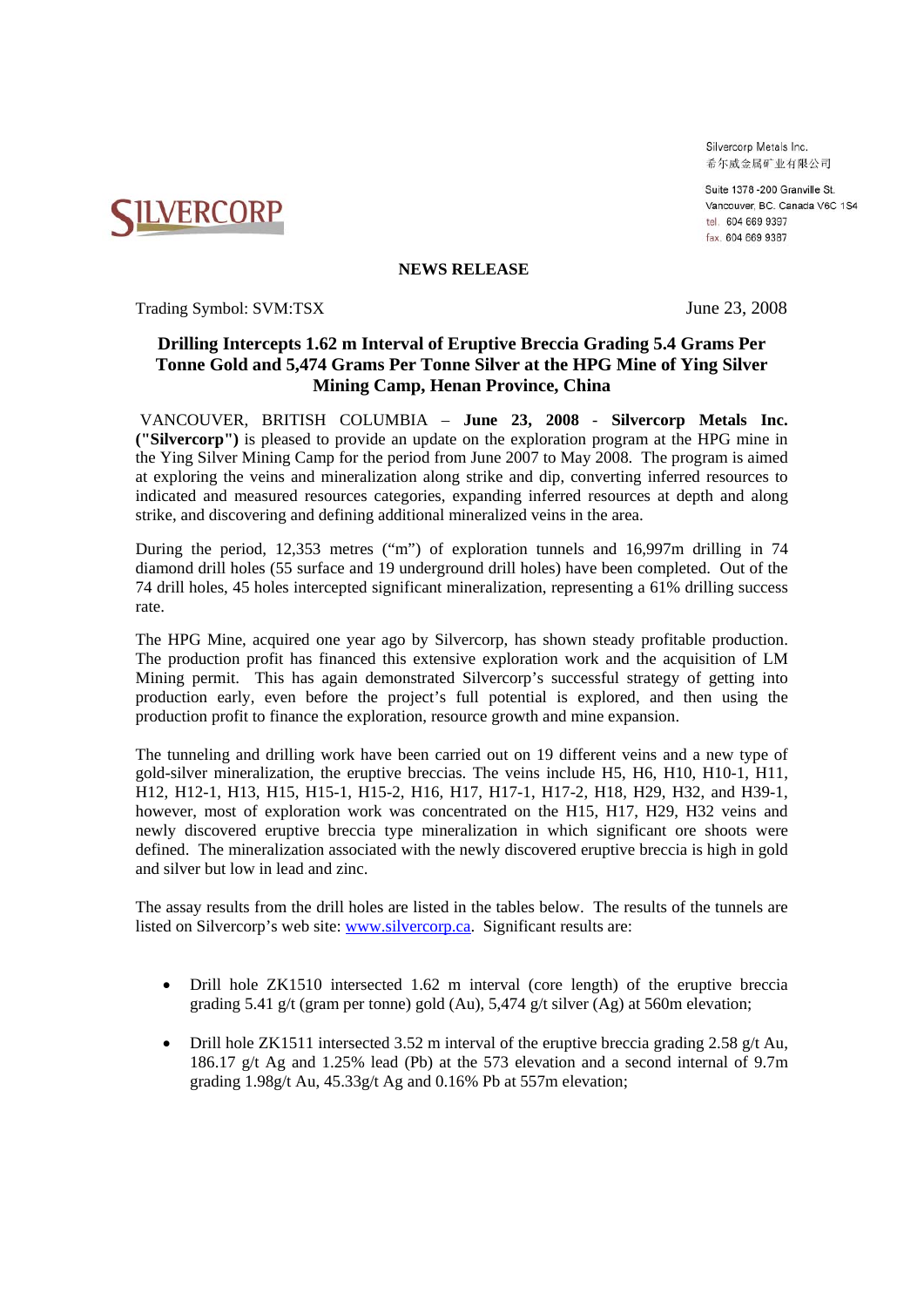SILVERCORP

Silvercorp Metals Inc.
希尔威金属矿业有限公司

Suite 1378 -200 Granville St.
Vancouver, BC. Canada V6C 1S4
tel. 604 669 9397
fax. 604 669 9387

**NEWS RELEASE**

Trading Symbol: SVM:TSX

June 23, 2008

# Drilling Intercepts 1.62 m Interval of Eruptive Breccia Grading 5.4 Grams Per Tonne Gold and 5,474 Grams Per Tonne Silver at the HPG Mine of Ying Silver Mining Camp, Henan Province, China

VANCOUVER, BRITISH COLUMBIA – **June 23, 2008** - **Silvercorp Metals Inc. ("Silvercorp")** is pleased to provide an update on the exploration program at the HPG mine in the Ying Silver Mining Camp for the period from June 2007 to May 2008. The program is aimed at exploring the veins and mineralization along strike and dip, converting inferred resources to indicated and measured resources categories, expanding inferred resources at depth and along strike, and discovering and defining additional mineralized veins in the area.

During the period, 12,353 metres ("m") of exploration tunnels and 16,997m drilling in 74 diamond drill holes (55 surface and 19 underground drill holes) have been completed. Out of the 74 drill holes, 45 holes intercepted significant mineralization, representing a 61% drilling success rate.

The HPG Mine, acquired one year ago by Silvercorp, has shown steady profitable production. The production profit has financed this extensive exploration work and the acquisition of LM Mining permit. This has again demonstrated Silvercorp's successful strategy of getting into production early, even before the project's full potential is explored, and then using the production profit to finance the exploration, resource growth and mine expansion.

The tunneling and drilling work have been carried out on 19 different veins and a new type of gold-silver mineralization, the eruptive breccias. The veins include H5, H6, H10, H10-1, H11, H12, H12-1, H13, H15, H15-1, H15-2, H16, H17, H17-1, H17-2, H18, H29, H32, and H39-1, however, most of exploration work was concentrated on the H15, H17, H29, H32 veins and newly discovered eruptive breccia type mineralization in which significant ore shoots were defined. The mineralization associated with the newly discovered eruptive breccia is high in gold and silver but low in lead and zinc.

The assay results from the drill holes are listed in the tables below. The results of the tunnels are listed on Silvercorp's web site: www.silvercorp.ca. Significant results are:

- Drill hole ZK1510 intersected 1.62 m interval (core length) of the eruptive breccia grading 5.41 g/t (gram per tonne) gold (Au), 5,474 g/t silver (Ag) at 560m elevation;
- Drill hole ZK1511 intersected 3.52 m interval of the eruptive breccia grading 2.58 g/t Au, 186.17 g/t Ag and 1.25% lead (Pb) at the 573 elevation and a second internal of 9.7m grading 1.98g/t Au, 45.33g/t Ag and 0.16% Pb at 557m elevation;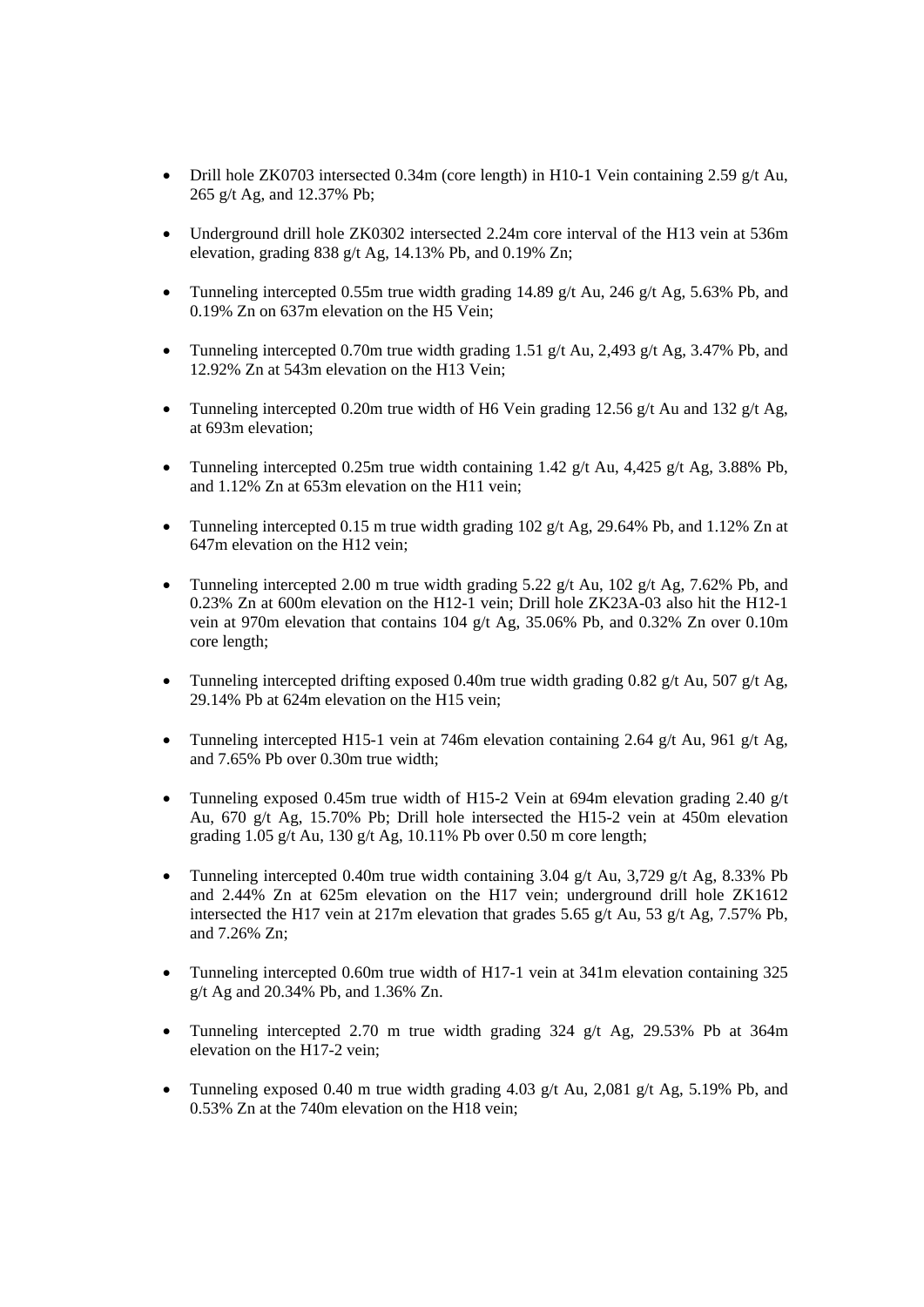- Drill hole ZK0703 intersected 0.34m (core length) in H10-1 Vein containing 2.59 g/t Au, 265 g/t Ag, and 12.37% Pb;

- Underground drill hole ZK0302 intersected 2.24m core interval of the H13 vein at 536m elevation, grading 838 g/t Ag, 14.13% Pb, and 0.19% Zn;

- Tunneling intercepted 0.55m true width grading 14.89 g/t Au, 246 g/t Ag, 5.63% Pb, and 0.19% Zn on 637m elevation on the H5 Vein;

- Tunneling intercepted 0.70m true width grading 1.51 g/t Au, 2,493 g/t Ag, 3.47% Pb, and 12.92% Zn at 543m elevation on the H13 Vein;

- Tunneling intercepted 0.20m true width of H6 Vein grading 12.56 g/t Au and 132 g/t Ag, at 693m elevation;

- Tunneling intercepted 0.25m true width containing 1.42 g/t Au, 4,425 g/t Ag, 3.88% Pb, and 1.12% Zn at 653m elevation on the H11 vein;

- Tunneling intercepted 0.15 m true width grading 102 g/t Ag, 29.64% Pb, and 1.12% Zn at 647m elevation on the H12 vein;

- Tunneling intercepted 2.00 m true width grading 5.22 g/t Au, 102 g/t Ag, 7.62% Pb, and 0.23% Zn at 600m elevation on the H12-1 vein; Drill hole ZK23A-03 also hit the H12-1 vein at 970m elevation that contains 104 g/t Ag, 35.06% Pb, and 0.32% Zn over 0.10m core length;

- Tunneling intercepted drifting exposed 0.40m true width grading 0.82 g/t Au, 507 g/t Ag, 29.14% Pb at 624m elevation on the H15 vein;

- Tunneling intercepted H15-1 vein at 746m elevation containing 2.64 g/t Au, 961 g/t Ag, and 7.65% Pb over 0.30m true width;

- Tunneling exposed 0.45m true width of H15-2 Vein at 694m elevation grading 2.40 g/t Au, 670 g/t Ag, 15.70% Pb; Drill hole intersected the H15-2 vein at 450m elevation grading 1.05 g/t Au, 130 g/t Ag, 10.11% Pb over 0.50 m core length;

- Tunneling intercepted 0.40m true width containing 3.04 g/t Au, 3,729 g/t Ag, 8.33% Pb and 2.44% Zn at 625m elevation on the H17 vein; underground drill hole ZK1612 intersected the H17 vein at 217m elevation that grades 5.65 g/t Au, 53 g/t Ag, 7.57% Pb, and 7.26% Zn;

- Tunneling intercepted 0.60m true width of H17-1 vein at 341m elevation containing 325 g/t Ag and 20.34% Pb, and 1.36% Zn.

- Tunneling intercepted 2.70 m true width grading 324 g/t Ag, 29.53% Pb at 364m elevation on the H17-2 vein;

- Tunneling exposed 0.40 m true width grading 4.03 g/t Au, 2,081 g/t Ag, 5.19% Pb, and 0.53% Zn at the 740m elevation on the H18 vein;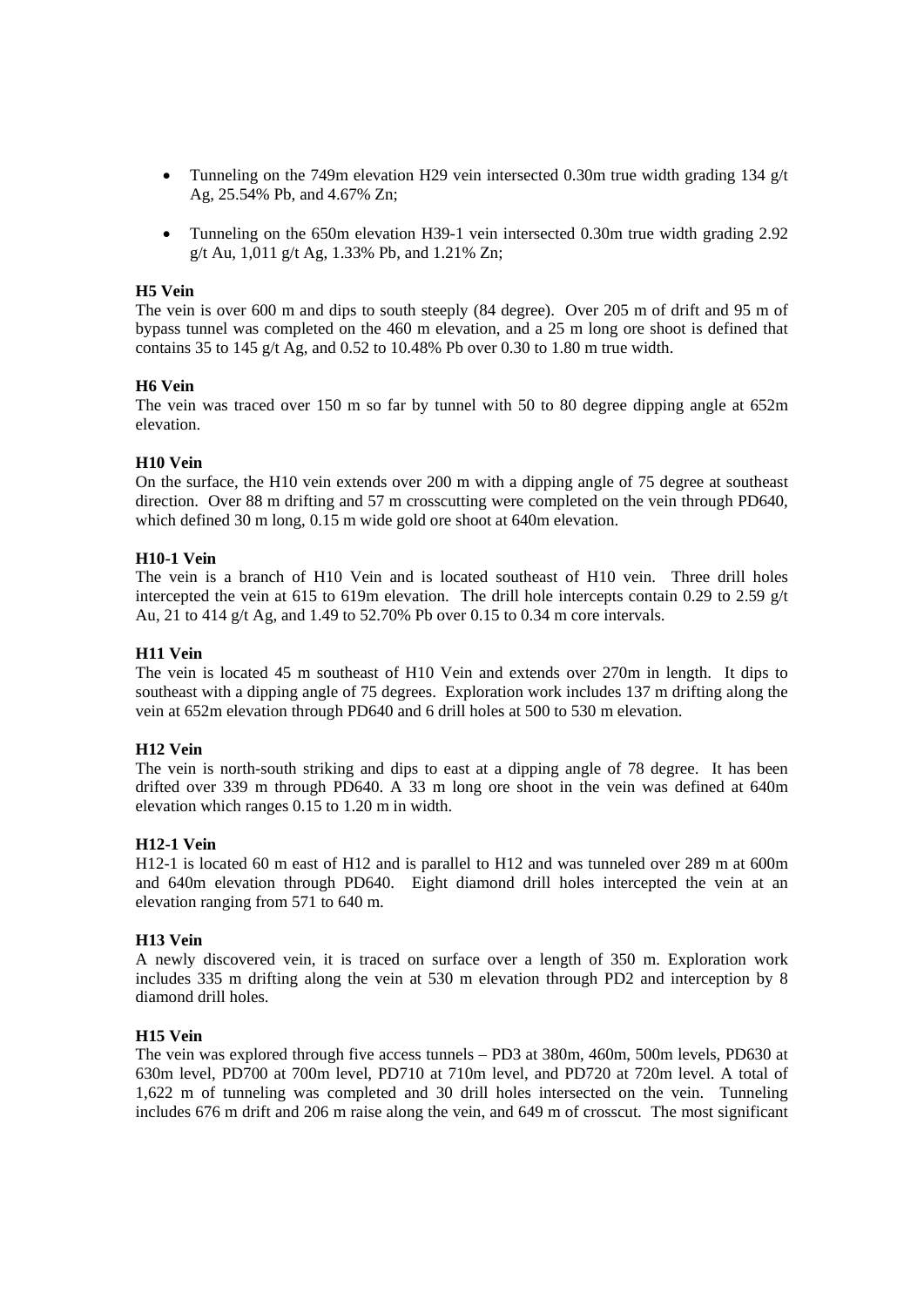- Tunneling on the 749m elevation H29 vein intersected 0.30m true width grading 134 g/t Ag, 25.54% Pb, and 4.67% Zn;

- Tunneling on the 650m elevation H39-1 vein intersected 0.30m true width grading 2.92 g/t Au, 1,011 g/t Ag, 1.33% Pb, and 1.21% Zn;

**H5 Vein**

The vein is over 600 m and dips to south steeply (84 degree). Over 205 m of drift and 95 m of bypass tunnel was completed on the 460 m elevation, and a 25 m long ore shoot is defined that contains 35 to 145 g/t Ag, and 0.52 to 10.48% Pb over 0.30 to 1.80 m true width.

**H6 Vein**

The vein was traced over 150 m so far by tunnel with 50 to 80 degree dipping angle at 652m elevation.

**H10 Vein**

On the surface, the H10 vein extends over 200 m with a dipping angle of 75 degree at southeast direction. Over 88 m drifting and 57 m crosscutting were completed on the vein through PD640, which defined 30 m long, 0.15 m wide gold ore shoot at 640m elevation.

**H10-1 Vein**

The vein is a branch of H10 Vein and is located southeast of H10 vein. Three drill holes intercepted the vein at 615 to 619m elevation. The drill hole intercepts contain 0.29 to 2.59 g/t Au, 21 to 414 g/t Ag, and 1.49 to 52.70% Pb over 0.15 to 0.34 m core intervals.

**H11 Vein**

The vein is located 45 m southeast of H10 Vein and extends over 270m in length. It dips to southeast with a dipping angle of 75 degrees. Exploration work includes 137 m drifting along the vein at 652m elevation through PD640 and 6 drill holes at 500 to 530 m elevation.

**H12 Vein**

The vein is north-south striking and dips to east at a dipping angle of 78 degree. It has been drifted over 339 m through PD640. A 33 m long ore shoot in the vein was defined at 640m elevation which ranges 0.15 to 1.20 m in width.

**H12-1 Vein**

H12-1 is located 60 m east of H12 and is parallel to H12 and was tunneled over 289 m at 600m and 640m elevation through PD640. Eight diamond drill holes intercepted the vein at an elevation ranging from 571 to 640 m.

**H13 Vein**

A newly discovered vein, it is traced on surface over a length of 350 m. Exploration work includes 335 m drifting along the vein at 530 m elevation through PD2 and interception by 8 diamond drill holes.

**H15 Vein**

The vein was explored through five access tunnels – PD3 at 380m, 460m, 500m levels, PD630 at 630m level, PD700 at 700m level, PD710 at 710m level, and PD720 at 720m level. A total of 1,622 m of tunneling was completed and 30 drill holes intersected on the vein. Tunneling includes 676 m drift and 206 m raise along the vein, and 649 m of crosscut. The most significant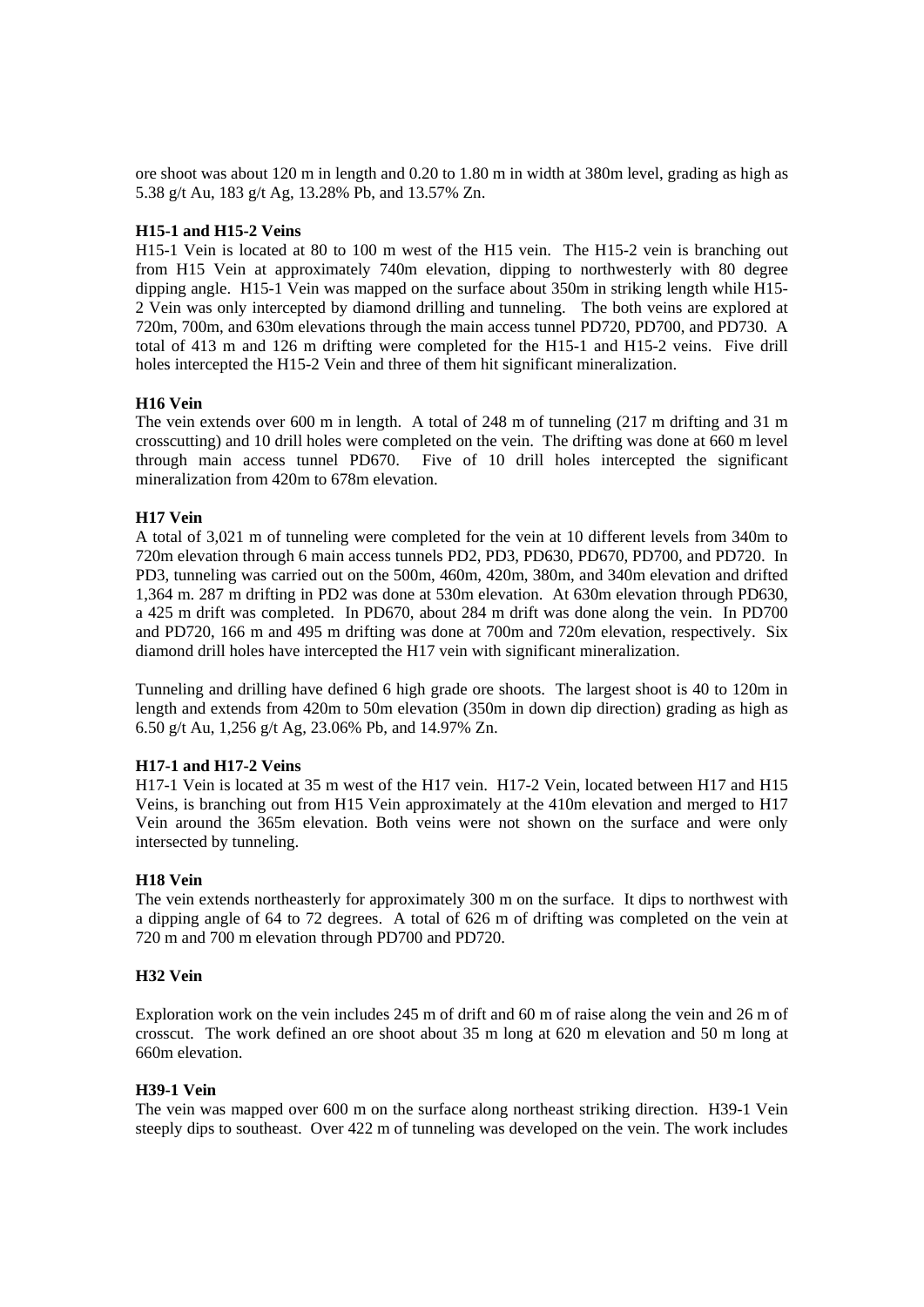ore shoot was about 120 m in length and 0.20 to 1.80 m in width at 380m level, grading as high as 5.38 g/t Au, 183 g/t Ag, 13.28% Pb, and 13.57% Zn.

**H15-1 and H15-2 Veins**

H15-1 Vein is located at 80 to 100 m west of the H15 vein. The H15-2 vein is branching out from H15 Vein at approximately 740m elevation, dipping to northwesterly with 80 degree dipping angle. H15-1 Vein was mapped on the surface about 350m in striking length while H15-2 Vein was only intercepted by diamond drilling and tunneling. The both veins are explored at 720m, 700m, and 630m elevations through the main access tunnel PD720, PD700, and PD730. A total of 413 m and 126 m drifting were completed for the H15-1 and H15-2 veins. Five drill holes intercepted the H15-2 Vein and three of them hit significant mineralization.

**H16 Vein**

The vein extends over 600 m in length. A total of 248 m of tunneling (217 m drifting and 31 m crosscutting) and 10 drill holes were completed on the vein. The drifting was done at 660 m level through main access tunnel PD670. Five of 10 drill holes intercepted the significant mineralization from 420m to 678m elevation.

**H17 Vein**

A total of 3,021 m of tunneling were completed for the vein at 10 different levels from 340m to 720m elevation through 6 main access tunnels PD2, PD3, PD630, PD670, PD700, and PD720. In PD3, tunneling was carried out on the 500m, 460m, 420m, 380m, and 340m elevation and drifted 1,364 m. 287 m drifting in PD2 was done at 530m elevation. At 630m elevation through PD630, a 425 m drift was completed. In PD670, about 284 m drift was done along the vein. In PD700 and PD720, 166 m and 495 m drifting was done at 700m and 720m elevation, respectively. Six diamond drill holes have intercepted the H17 vein with significant mineralization.

Tunneling and drilling have defined 6 high grade ore shoots. The largest shoot is 40 to 120m in length and extends from 420m to 50m elevation (350m in down dip direction) grading as high as 6.50 g/t Au, 1,256 g/t Ag, 23.06% Pb, and 14.97% Zn.

**H17-1 and H17-2 Veins**

H17-1 Vein is located at 35 m west of the H17 vein. H17-2 Vein, located between H17 and H15 Veins, is branching out from H15 Vein approximately at the 410m elevation and merged to H17 Vein around the 365m elevation. Both veins were not shown on the surface and were only intersected by tunneling.

**H18 Vein**

The vein extends northeasterly for approximately 300 m on the surface. It dips to northwest with a dipping angle of 64 to 72 degrees. A total of 626 m of drifting was completed on the vein at 720 m and 700 m elevation through PD700 and PD720.

**H32 Vein**

Exploration work on the vein includes 245 m of drift and 60 m of raise along the vein and 26 m of crosscut. The work defined an ore shoot about 35 m long at 620 m elevation and 50 m long at 660m elevation.

**H39-1 Vein**

The vein was mapped over 600 m on the surface along northeast striking direction. H39-1 Vein steeply dips to southeast. Over 422 m of tunneling was developed on the vein. The work includes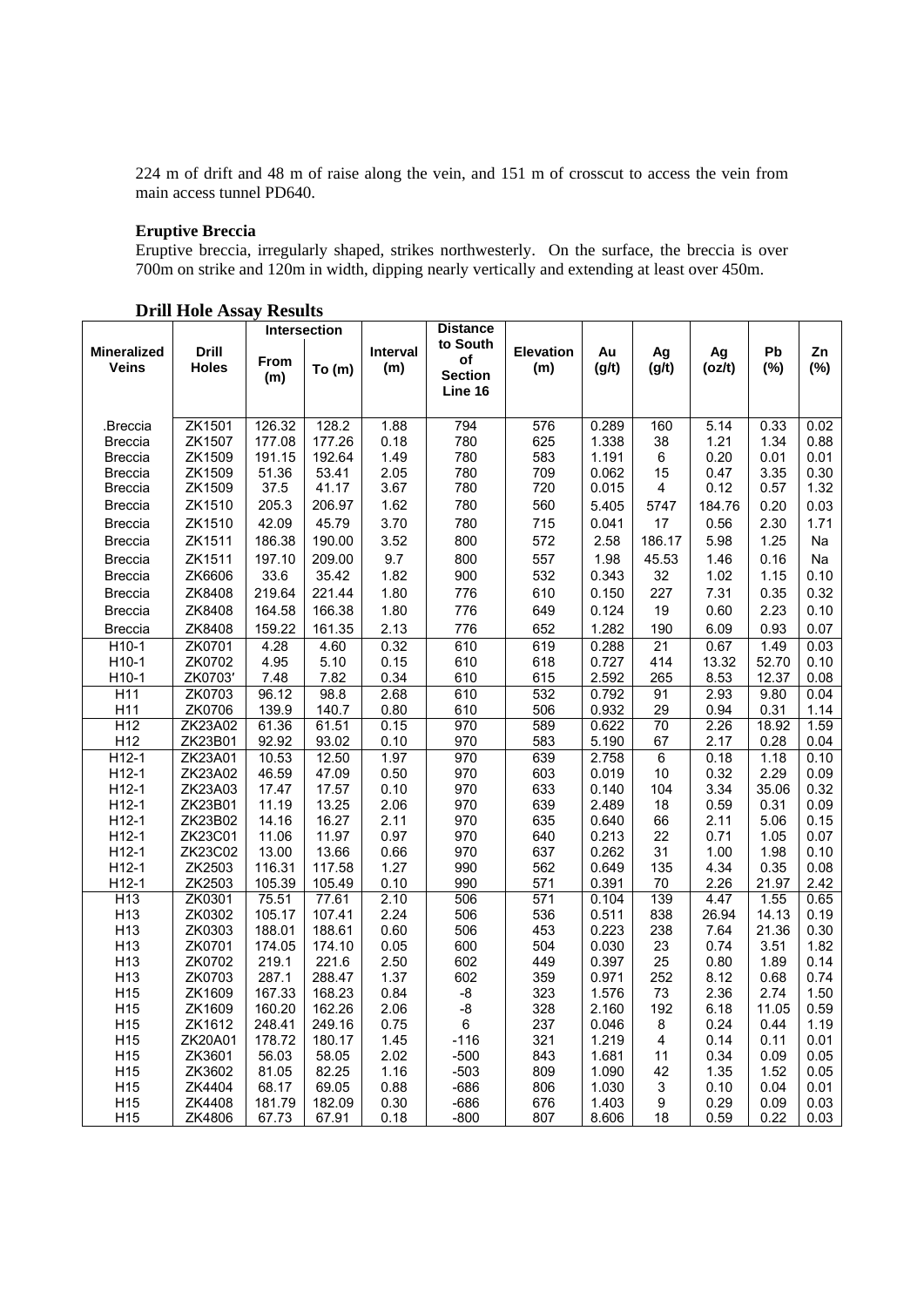224 m of drift and 48 m of raise along the vein, and 151 m of crosscut to access the vein from main access tunnel PD640.

### Eruptive Breccia

Eruptive breccia, irregularly shaped, strikes northwesterly. On the surface, the breccia is over 700m on strike and 120m in width, dipping nearly vertically and extending at least over 450m.

### Drill Hole Assay Results

| Mineralized Veins | Drill Holes | Intersection | | Interval (m) | Distance to South of Section Line 16 | Elevation (m) | Au (g/t) | Ag (g/t) | Ag (oz/t) | Pb (%) | Zn (%) |
|---|---|---|---|---|---|---|---|---|---|---|---|
| | | From (m) | To (m) | | | | | | | | |
| .Breccia | ZK1501 | 126.32 | 128.2 | 1.88 | 794 | 576 | 0.289 | 160 | 5.14 | 0.33 | 0.02 |
| Breccia | ZK1507 | 177.08 | 177.26 | 0.18 | 780 | 625 | 1.338 | 38 | 1.21 | 1.34 | 0.88 |
| Breccia | ZK1509 | 191.15 | 192.64 | 1.49 | 780 | 583 | 1.191 | 6 | 0.20 | 0.01 | 0.01 |
| Breccia | ZK1509 | 51.36 | 53.41 | 2.05 | 780 | 709 | 0.062 | 15 | 0.47 | 3.35 | 0.30 |
| Breccia | ZK1509 | 37.5 | 41.17 | 3.67 | 780 | 720 | 0.015 | 4 | 0.12 | 0.57 | 1.32 |
| Breccia | ZK1510 | 205.3 | 206.97 | 1.62 | 780 | 560 | 5.405 | 5747 | 184.76 | 0.20 | 0.03 |
| Breccia | ZK1510 | 42.09 | 45.79 | 3.70 | 780 | 715 | 0.041 | 17 | 0.56 | 2.30 | 1.71 |
| Breccia | ZK1511 | 186.38 | 190.00 | 3.52 | 800 | 572 | 2.58 | 186.17 | 5.98 | 1.25 | Na |
| Breccia | ZK1511 | 197.10 | 209.00 | 9.7 | 800 | 557 | 1.98 | 45.53 | 1.46 | 0.16 | Na |
| Breccia | ZK6606 | 33.6 | 35.42 | 1.82 | 900 | 532 | 0.343 | 32 | 1.02 | 1.15 | 0.10 |
| Breccia | ZK8408 | 219.64 | 221.44 | 1.80 | 776 | 610 | 0.150 | 227 | 7.31 | 0.35 | 0.32 |
| Breccia | ZK8408 | 164.58 | 166.38 | 1.80 | 776 | 649 | 0.124 | 19 | 0.60 | 2.23 | 0.10 |
| Breccia | ZK8408 | 159.22 | 161.35 | 2.13 | 776 | 652 | 1.282 | 190 | 6.09 | 0.93 | 0.07 |
| H10-1 | ZK0701 | 4.28 | 4.60 | 0.32 | 610 | 619 | 0.288 | 21 | 0.67 | 1.49 | 0.03 |
| H10-1 | ZK0702 | 4.95 | 5.10 | 0.15 | 610 | 618 | 0.727 | 414 | 13.32 | 52.70 | 0.10 |
| H10-1 | ZK0703′ | 7.48 | 7.82 | 0.34 | 610 | 615 | 2.592 | 265 | 8.53 | 12.37 | 0.08 |
| H11 | ZK0703 | 96.12 | 98.8 | 2.68 | 610 | 532 | 0.792 | 91 | 2.93 | 9.80 | 0.04 |
| H11 | ZK0706 | 139.9 | 140.7 | 0.80 | 610 | 506 | 0.932 | 29 | 0.94 | 0.31 | 1.14 |
| H12 | ZK23A02 | 61.36 | 61.51 | 0.15 | 970 | 589 | 0.622 | 70 | 2.26 | 18.92 | 1.59 |
| H12 | ZK23B01 | 92.92 | 93.02 | 0.10 | 970 | 583 | 5.190 | 67 | 2.17 | 0.28 | 0.04 |
| H12-1 | ZK23A01 | 10.53 | 12.50 | 1.97 | 970 | 639 | 2.758 | 6 | 0.18 | 1.18 | 0.10 |
| H12-1 | ZK23A02 | 46.59 | 47.09 | 0.50 | 970 | 603 | 0.019 | 10 | 0.32 | 2.29 | 0.09 |
| H12-1 | ZK23A03 | 17.47 | 17.57 | 0.10 | 970 | 633 | 0.140 | 104 | 3.34 | 35.06 | 0.32 |
| H12-1 | ZK23B01 | 11.19 | 13.25 | 2.06 | 970 | 639 | 2.489 | 18 | 0.59 | 0.31 | 0.09 |
| H12-1 | ZK23B02 | 14.16 | 16.27 | 2.11 | 970 | 635 | 0.640 | 66 | 2.11 | 5.06 | 0.15 |
| H12-1 | ZK23C01 | 11.06 | 11.97 | 0.97 | 970 | 640 | 0.213 | 22 | 0.71 | 1.05 | 0.07 |
| H12-1 | ZK23C02 | 13.00 | 13.66 | 0.66 | 970 | 637 | 0.262 | 31 | 1.00 | 1.98 | 0.10 |
| H12-1 | ZK2503 | 116.31 | 117.58 | 1.27 | 990 | 562 | 0.649 | 135 | 4.34 | 0.35 | 0.08 |
| H12-1 | ZK2503 | 105.39 | 105.49 | 0.10 | 990 | 571 | 0.391 | 70 | 2.26 | 21.97 | 2.42 |
| H13 | ZK0301 | 75.51 | 77.61 | 2.10 | 506 | 571 | 0.104 | 139 | 4.47 | 1.55 | 0.65 |
| H13 | ZK0302 | 105.17 | 107.41 | 2.24 | 506 | 536 | 0.511 | 838 | 26.94 | 14.13 | 0.19 |
| H13 | ZK0303 | 188.01 | 188.61 | 0.60 | 506 | 453 | 0.223 | 238 | 7.64 | 21.36 | 0.30 |
| H13 | ZK0701 | 174.05 | 174.10 | 0.05 | 600 | 504 | 0.030 | 23 | 0.74 | 3.51 | 1.82 |
| H13 | ZK0702 | 219.1 | 221.6 | 2.50 | 602 | 449 | 0.397 | 25 | 0.80 | 1.89 | 0.14 |
| H13 | ZK0703 | 287.1 | 288.47 | 1.37 | 602 | 359 | 0.971 | 252 | 8.12 | 0.68 | 0.74 |
| H15 | ZK1609 | 167.33 | 168.23 | 0.84 | -8 | 323 | 1.576 | 73 | 2.36 | 2.74 | 1.50 |
| H15 | ZK1609 | 160.20 | 162.26 | 2.06 | -8 | 328 | 2.160 | 192 | 6.18 | 11.05 | 0.59 |
| H15 | ZK1612 | 248.41 | 249.16 | 0.75 | 6 | 237 | 0.046 | 8 | 0.24 | 0.44 | 1.19 |
| H15 | ZK20A01 | 178.72 | 180.17 | 1.45 | -116 | 321 | 1.219 | 4 | 0.14 | 0.11 | 0.01 |
| H15 | ZK3601 | 56.03 | 58.05 | 2.02 | -500 | 843 | 1.681 | 11 | 0.34 | 0.09 | 0.05 |
| H15 | ZK3602 | 81.05 | 82.25 | 1.16 | -503 | 809 | 1.090 | 42 | 1.35 | 1.52 | 0.05 |
| H15 | ZK4404 | 68.17 | 69.05 | 0.88 | -686 | 806 | 1.030 | 3 | 0.10 | 0.04 | 0.01 |
| H15 | ZK4408 | 181.79 | 182.09 | 0.30 | -686 | 676 | 1.403 | 9 | 0.29 | 0.09 | 0.03 |
| H15 | ZK4806 | 67.73 | 67.91 | 0.18 | -800 | 807 | 8.606 | 18 | 0.59 | 0.22 | 0.03 |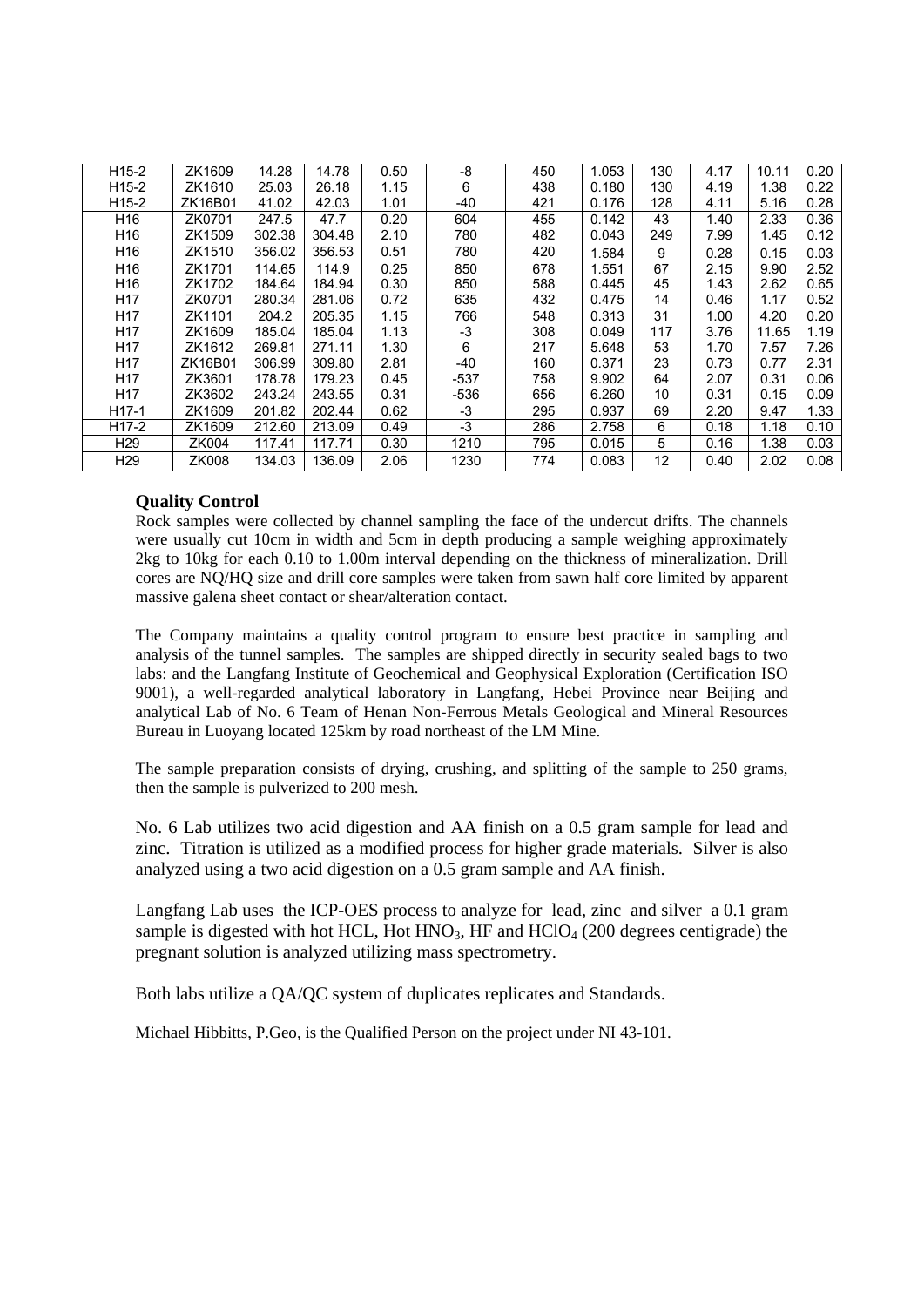| H15-2 | ZK1609 | 14.28 | 14.78 | 0.50 | -8 | 450 | 1.053 | 130 | 4.17 | 10.11 | 0.20 |
|---|---|---|---|---|---|---|---|---|---|---|---|
| H15-2 | ZK1610 | 25.03 | 26.18 | 1.15 | 6 | 438 | 0.180 | 130 | 4.19 | 1.38 | 0.22 |
| H15-2 | ZK16B01 | 41.02 | 42.03 | 1.01 | -40 | 421 | 0.176 | 128 | 4.11 | 5.16 | 0.28 |
| H16 | ZK0701 | 247.5 | 47.7 | 0.20 | 604 | 455 | 0.142 | 43 | 1.40 | 2.33 | 0.36 |
| H16 | ZK1509 | 302.38 | 304.48 | 2.10 | 780 | 482 | 0.043 | 249 | 7.99 | 1.45 | 0.12 |
| H16 | ZK1510 | 356.02 | 356.53 | 0.51 | 780 | 420 | 1.584 | 9 | 0.28 | 0.15 | 0.03 |
| H16 | ZK1701 | 114.65 | 114.9 | 0.25 | 850 | 678 | 1.551 | 67 | 2.15 | 9.90 | 2.52 |
| H16 | ZK1702 | 184.64 | 184.94 | 0.30 | 850 | 588 | 0.445 | 45 | 1.43 | 2.62 | 0.65 |
| H17 | ZK0701 | 280.34 | 281.06 | 0.72 | 635 | 432 | 0.475 | 14 | 0.46 | 1.17 | 0.52 |
| H17 | ZK1101 | 204.2 | 205.35 | 1.15 | 766 | 548 | 0.313 | 31 | 1.00 | 4.20 | 0.20 |
| H17 | ZK1609 | 185.04 | 185.04 | 1.13 | -3 | 308 | 0.049 | 117 | 3.76 | 11.65 | 1.19 |
| H17 | ZK1612 | 269.81 | 271.11 | 1.30 | 6 | 217 | 5.648 | 53 | 1.70 | 7.57 | 7.26 |
| H17 | ZK16B01 | 306.99 | 309.80 | 2.81 | -40 | 160 | 0.371 | 23 | 0.73 | 0.77 | 2.31 |
| H17 | ZK3601 | 178.78 | 179.23 | 0.45 | -537 | 758 | 9.902 | 64 | 2.07 | 0.31 | 0.06 |
| H17 | ZK3602 | 243.24 | 243.55 | 0.31 | -536 | 656 | 6.260 | 10 | 0.31 | 0.15 | 0.09 |
| H17-1 | ZK1609 | 201.82 | 202.44 | 0.62 | -3 | 295 | 0.937 | 69 | 2.20 | 9.47 | 1.33 |
| H17-2 | ZK1609 | 212.60 | 213.09 | 0.49 | -3 | 286 | 2.758 | 6 | 0.18 | 1.18 | 0.10 |
| H29 | ZK004 | 117.41 | 117.71 | 0.30 | 1210 | 795 | 0.015 | 5 | 0.16 | 1.38 | 0.03 |
| H29 | ZK008 | 134.03 | 136.09 | 2.06 | 1230 | 774 | 0.083 | 12 | 0.40 | 2.02 | 0.08 |

**Quality Control**

Rock samples were collected by channel sampling the face of the undercut drifts. The channels were usually cut 10cm in width and 5cm in depth producing a sample weighing approximately 2kg to 10kg for each 0.10 to 1.00m interval depending on the thickness of mineralization. Drill cores are NQ/HQ size and drill core samples were taken from sawn half core limited by apparent massive galena sheet contact or shear/alteration contact.

The Company maintains a quality control program to ensure best practice in sampling and analysis of the tunnel samples. The samples are shipped directly in security sealed bags to two labs: and the Langfang Institute of Geochemical and Geophysical Exploration (Certification ISO 9001), a well-regarded analytical laboratory in Langfang, Hebei Province near Beijing and analytical Lab of No. 6 Team of Henan Non-Ferrous Metals Geological and Mineral Resources Bureau in Luoyang located 125km by road northeast of the LM Mine.

The sample preparation consists of drying, crushing, and splitting of the sample to 250 grams, then the sample is pulverized to 200 mesh.

No. 6 Lab utilizes two acid digestion and AA finish on a 0.5 gram sample for lead and zinc. Titration is utilized as a modified process for higher grade materials. Silver is also analyzed using a two acid digestion on a 0.5 gram sample and AA finish.

Langfang Lab uses the ICP-OES process to analyze for lead, zinc and silver a 0.1 gram sample is digested with hot HCL, Hot $HNO_3$, HF and $HClO_4$ (200 degrees centigrade) the pregnant solution is analyzed utilizing mass spectrometry.

Both labs utilize a QA/QC system of duplicates replicates and Standards.

Michael Hibbitts, P.Geo, is the Qualified Person on the project under NI 43-101.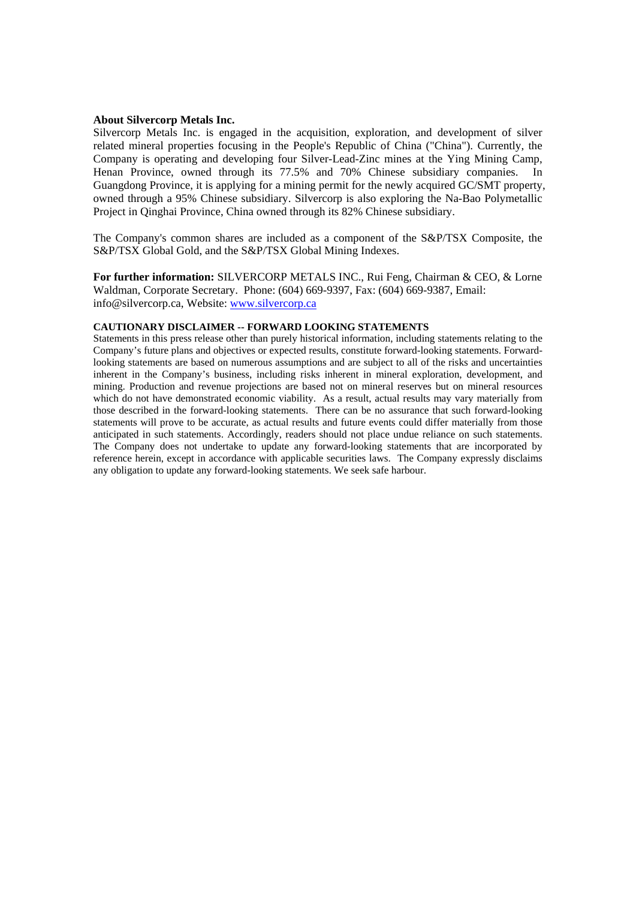**About Silvercorp Metals Inc.**

Silvercorp Metals Inc. is engaged in the acquisition, exploration, and development of silver related mineral properties focusing in the People's Republic of China ("China"). Currently, the Company is operating and developing four Silver-Lead-Zinc mines at the Ying Mining Camp, Henan Province, owned through its 77.5% and 70% Chinese subsidiary companies. In Guangdong Province, it is applying for a mining permit for the newly acquired GC/SMT property, owned through a 95% Chinese subsidiary. Silvercorp is also exploring the Na-Bao Polymetallic Project in Qinghai Province, China owned through its 82% Chinese subsidiary.

The Company's common shares are included as a component of the S&P/TSX Composite, the S&P/TSX Global Gold, and the S&P/TSX Global Mining Indexes.

**For further information:** SILVERCORP METALS INC., Rui Feng, Chairman & CEO, & Lorne Waldman, Corporate Secretary. Phone: (604) 669-9397, Fax: (604) 669-9387, Email: info@silvercorp.ca, Website: [www.silvercorp.ca](http://www.silvercorp.ca)

**CAUTIONARY DISCLAIMER -- FORWARD LOOKING STATEMENTS**

Statements in this press release other than purely historical information, including statements relating to the Company's future plans and objectives or expected results, constitute forward-looking statements. Forward-looking statements are based on numerous assumptions and are subject to all of the risks and uncertainties inherent in the Company's business, including risks inherent in mineral exploration, development, and mining. Production and revenue projections are based not on mineral reserves but on mineral resources which do not have demonstrated economic viability. As a result, actual results may vary materially from those described in the forward-looking statements. There can be no assurance that such forward-looking statements will prove to be accurate, as actual results and future events could differ materially from those anticipated in such statements. Accordingly, readers should not place undue reliance on such statements. The Company does not undertake to update any forward-looking statements that are incorporated by reference herein, except in accordance with applicable securities laws. The Company expressly disclaims any obligation to update any forward-looking statements. We seek safe harbour.